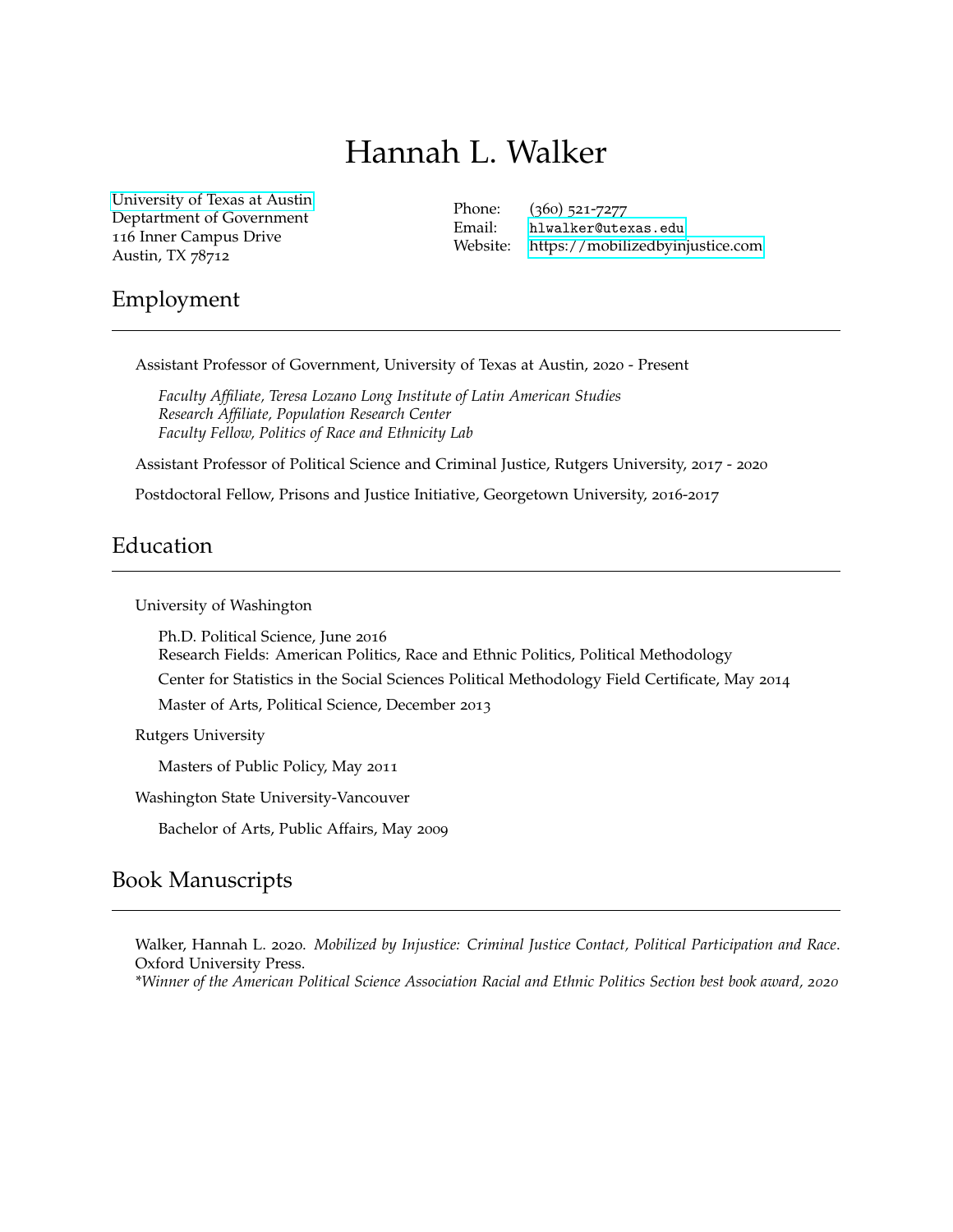# Hannah L. Walker

University of Texas at Austin
Deptartment of Government
116 Inner Campus Drive
Austin, TX 78712

Phone: (360) 521-7277
Email: hlwalker@utexas.edu
Website: https://mobilizedbyinjustice.com

## Employment

Assistant Professor of Government, University of Texas at Austin, 2020 - Present

*Faculty Affiliate, Teresa Lozano Long Institute of Latin American Studies*
*Research Affiliate, Population Research Center*
*Faculty Fellow, Politics of Race and Ethnicity Lab*

Assistant Professor of Political Science and Criminal Justice, Rutgers University, 2017 - 2020

Postdoctoral Fellow, Prisons and Justice Initiative, Georgetown University, 2016-2017

## Education

University of Washington

Ph.D. Political Science, June 2016
Research Fields: American Politics, Race and Ethnic Politics, Political Methodology

Center for Statistics in the Social Sciences Political Methodology Field Certificate, May 2014

Master of Arts, Political Science, December 2013

Rutgers University

Masters of Public Policy, May 2011

Washington State University-Vancouver

Bachelor of Arts, Public Affairs, May 2009

## Book Manuscripts

Walker, Hannah L. 2020. *Mobilized by Injustice: Criminal Justice Contact, Political Participation and Race*. Oxford University Press.
*\*Winner of the American Political Science Association Racial and Ethnic Politics Section best book award, 2020*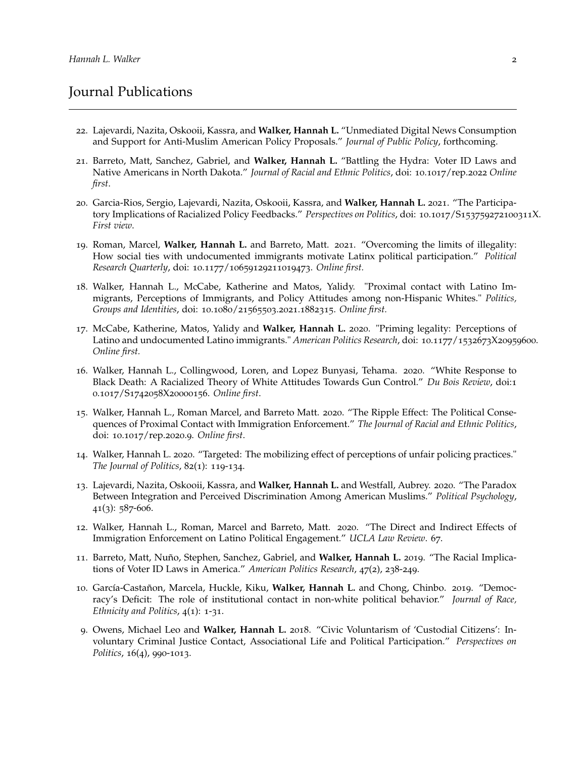## Journal Publications

22. Lajevardi, Nazita, Oskooii, Kassra, and **Walker, Hannah L.** "Unmediated Digital News Consumption and Support for Anti-Muslim American Policy Proposals." *Journal of Public Policy*, forthcoming.

21. Barreto, Matt, Sanchez, Gabriel, and **Walker, Hannah L.** "Battling the Hydra: Voter ID Laws and Native Americans in North Dakota." *Journal of Racial and Ethnic Politics*, doi: 10.1017/rep.2022 *Online first*.

20. Garcia-Rios, Sergio, Lajevardi, Nazita, Oskooii, Kassra, and **Walker, Hannah L.** 2021. "The Participatory Implications of Racialized Policy Feedbacks." *Perspectives on Politics*, doi: 10.1017/S153759272100311X. *First view*.

19. Roman, Marcel, **Walker, Hannah L.** and Barreto, Matt. 2021. "Overcoming the limits of illegality: How social ties with undocumented immigrants motivate Latinx political participation." *Political Research Quarterly*, doi: 10.1177/10659129211019473. *Online first.*

18. Walker, Hannah L., McCabe, Katherine and Matos, Yalidy. "Proximal contact with Latino Immigrants, Perceptions of Immigrants, and Policy Attitudes among non-Hispanic Whites." *Politics, Groups and Identities*, doi: 10.1080/21565503.2021.1882315. *Online first.*

17. McCabe, Katherine, Matos, Yalidy and **Walker, Hannah L.** 2020. "Priming legality: Perceptions of Latino and undocumented Latino immigrants." *American Politics Research*, doi: 10.1177/1532673X20959600. *Online first.*

16. Walker, Hannah L., Collingwood, Loren, and Lopez Bunyasi, Tehama. 2020. "White Response to Black Death: A Racialized Theory of White Attitudes Towards Gun Control." *Du Bois Review*, doi:1 0.1017/S1742058X20000156. *Online first*.

15. Walker, Hannah L., Roman Marcel, and Barreto Matt. 2020. "The Ripple Effect: The Political Consequences of Proximal Contact with Immigration Enforcement." *The Journal of Racial and Ethnic Politics*, doi: 10.1017/rep.2020.9. *Online first*.

14. Walker, Hannah L. 2020. "Targeted: The mobilizing effect of perceptions of unfair policing practices." *The Journal of Politics*, 82(1): 119-134.

13. Lajevardi, Nazita, Oskooii, Kassra, and **Walker, Hannah L.** and Westfall, Aubrey. 2020. "The Paradox Between Integration and Perceived Discrimination Among American Muslims." *Political Psychology*, 41(3): 587-606.

12. Walker, Hannah L., Roman, Marcel and Barreto, Matt. 2020. "The Direct and Indirect Effects of Immigration Enforcement on Latino Political Engagement." *UCLA Law Review*. 67.

11. Barreto, Matt, Nuño, Stephen, Sanchez, Gabriel, and **Walker, Hannah L.** 2019. "The Racial Implications of Voter ID Laws in America." *American Politics Research*, 47(2), 238-249.

10. García-Castañon, Marcela, Huckle, Kiku, **Walker, Hannah L.** and Chong, Chinbo. 2019. "Democracy's Deficit: The role of institutional contact in non-white political behavior." *Journal of Race, Ethnicity and Politics*, 4(1): 1-31.

9. Owens, Michael Leo and **Walker, Hannah L.** 2018. "Civic Voluntarism of 'Custodial Citizens': Involuntary Criminal Justice Contact, Associational Life and Political Participation." *Perspectives on Politics*, 16(4), 990-1013.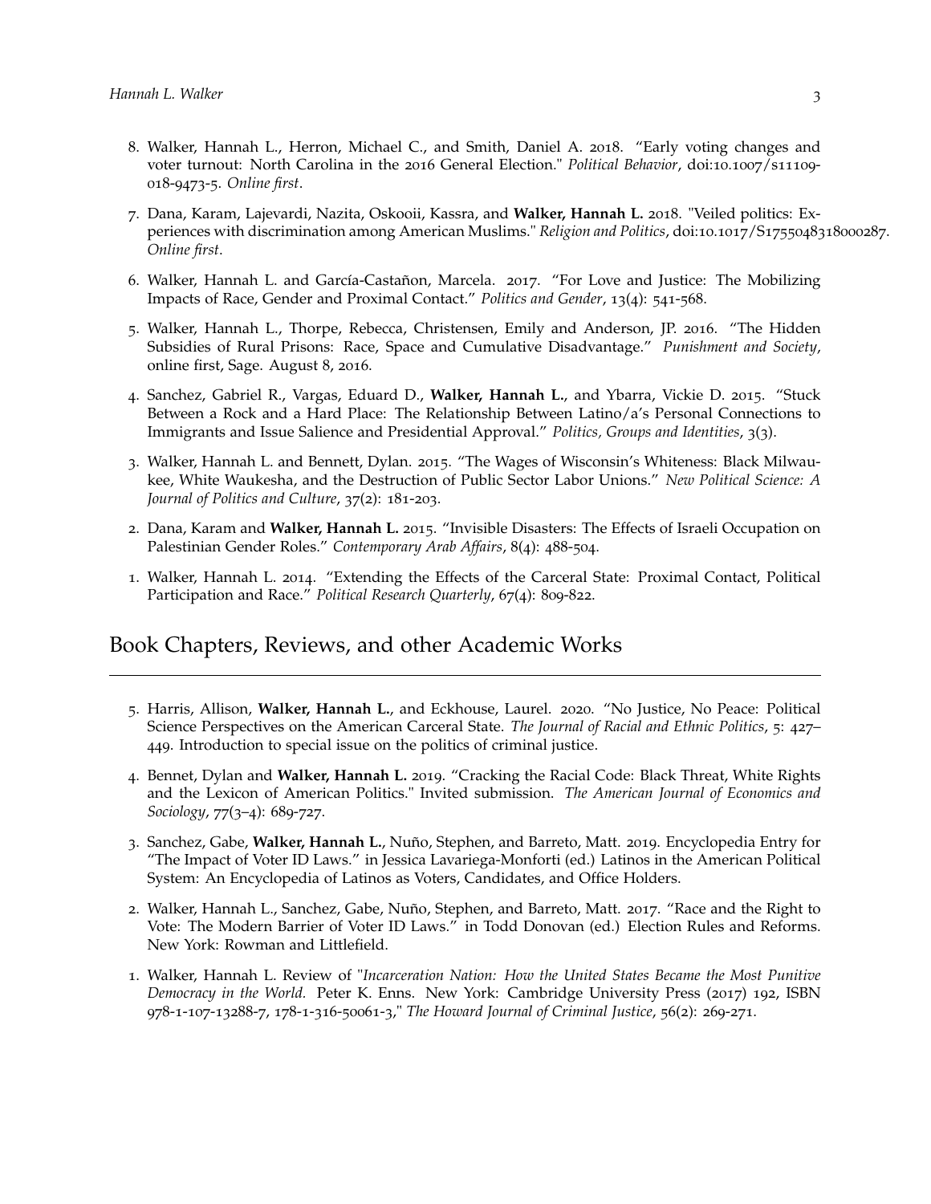8. Walker, Hannah L., Herron, Michael C., and Smith, Daniel A. 2018. "Early voting changes and voter turnout: North Carolina in the 2016 General Election." *Political Behavior*, doi:10.1007/s11109-018-9473-5. *Online first*.

7. Dana, Karam, Lajevardi, Nazita, Oskooii, Kassra, and **Walker, Hannah L.** 2018. "Veiled politics: Experiences with discrimination among American Muslims." *Religion and Politics*, doi:10.1017/S1755048318000287. *Online first*.

6. Walker, Hannah L. and García-Castañon, Marcela. 2017. "For Love and Justice: The Mobilizing Impacts of Race, Gender and Proximal Contact." *Politics and Gender*, 13(4): 541-568.

5. Walker, Hannah L., Thorpe, Rebecca, Christensen, Emily and Anderson, JP. 2016. "The Hidden Subsidies of Rural Prisons: Race, Space and Cumulative Disadvantage." *Punishment and Society*, online first, Sage. August 8, 2016.

4. Sanchez, Gabriel R., Vargas, Eduard D., **Walker, Hannah L.**, and Ybarra, Vickie D. 2015. "Stuck Between a Rock and a Hard Place: The Relationship Between Latino/a's Personal Connections to Immigrants and Issue Salience and Presidential Approval." *Politics, Groups and Identities*, 3(3).

3. Walker, Hannah L. and Bennett, Dylan. 2015. "The Wages of Wisconsin's Whiteness: Black Milwaukee, White Waukesha, and the Destruction of Public Sector Labor Unions." *New Political Science: A Journal of Politics and Culture*, 37(2): 181-203.

2. Dana, Karam and **Walker, Hannah L.** 2015. "Invisible Disasters: The Effects of Israeli Occupation on Palestinian Gender Roles." *Contemporary Arab Affairs*, 8(4): 488-504.

1. Walker, Hannah L. 2014. "Extending the Effects of the Carceral State: Proximal Contact, Political Participation and Race." *Political Research Quarterly*, 67(4): 809-822.

## Book Chapters, Reviews, and other Academic Works

5. Harris, Allison, **Walker, Hannah L.**, and Eckhouse, Laurel. 2020. "No Justice, No Peace: Political Science Perspectives on the American Carceral State. *The Journal of Racial and Ethnic Politics*, 5: 427–449. Introduction to special issue on the politics of criminal justice.

4. Bennet, Dylan and **Walker, Hannah L.** 2019. "Cracking the Racial Code: Black Threat, White Rights and the Lexicon of American Politics." Invited submission. *The American Journal of Economics and Sociology*, 77(3–4): 689-727.

3. Sanchez, Gabe, **Walker, Hannah L.**, Nuño, Stephen, and Barreto, Matt. 2019. Encyclopedia Entry for "The Impact of Voter ID Laws." in Jessica Lavariega-Monforti (ed.) Latinos in the American Political System: An Encyclopedia of Latinos as Voters, Candidates, and Office Holders.

2. Walker, Hannah L., Sanchez, Gabe, Nuño, Stephen, and Barreto, Matt. 2017. "Race and the Right to Vote: The Modern Barrier of Voter ID Laws." in Todd Donovan (ed.) Election Rules and Reforms. New York: Rowman and Littlefield.

1. Walker, Hannah L. Review of "*Incarceration Nation: How the United States Became the Most Punitive Democracy in the World.* Peter K. Enns. New York: Cambridge University Press (2017) 192, ISBN 978-1-107-13288-7, 178-1-316-50061-3," *The Howard Journal of Criminal Justice*, 56(2): 269-271.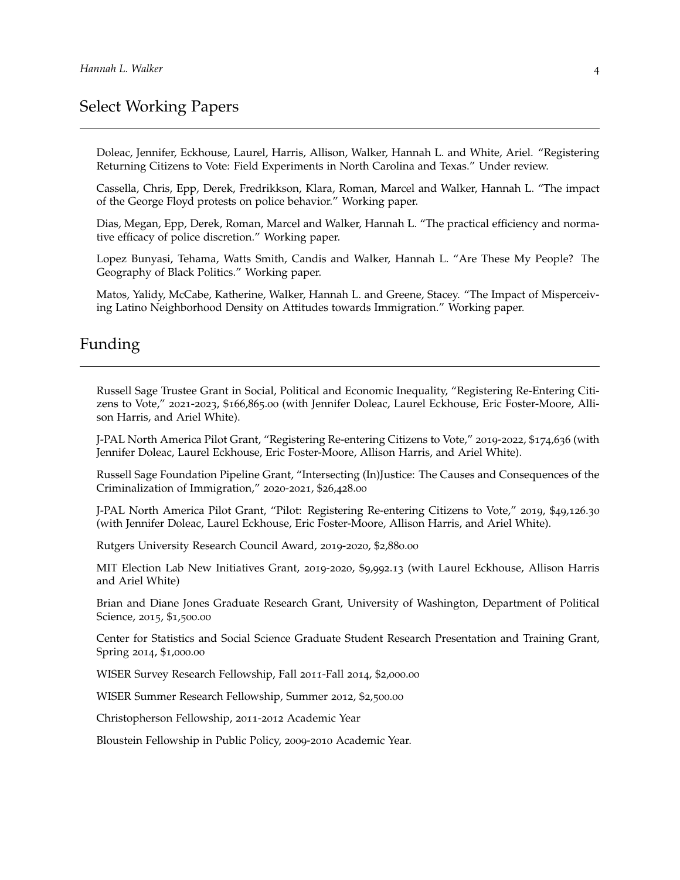## Select Working Papers

Doleac, Jennifer, Eckhouse, Laurel, Harris, Allison, Walker, Hannah L. and White, Ariel. "Registering Returning Citizens to Vote: Field Experiments in North Carolina and Texas." Under review.

Cassella, Chris, Epp, Derek, Fredrikkson, Klara, Roman, Marcel and Walker, Hannah L. "The impact of the George Floyd protests on police behavior." Working paper.

Dias, Megan, Epp, Derek, Roman, Marcel and Walker, Hannah L. "The practical efficiency and normative efficacy of police discretion." Working paper.

Lopez Bunyasi, Tehama, Watts Smith, Candis and Walker, Hannah L. "Are These My People? The Geography of Black Politics." Working paper.

Matos, Yalidy, McCabe, Katherine, Walker, Hannah L. and Greene, Stacey. "The Impact of Misperceiving Latino Neighborhood Density on Attitudes towards Immigration." Working paper.

## Funding

Russell Sage Trustee Grant in Social, Political and Economic Inequality, "Registering Re-Entering Citizens to Vote," 2021-2023, $166,865.00 (with Jennifer Doleac, Laurel Eckhouse, Eric Foster-Moore, Allison Harris, and Ariel White).

J-PAL North America Pilot Grant, "Registering Re-entering Citizens to Vote," 2019-2022, $174,636 (with Jennifer Doleac, Laurel Eckhouse, Eric Foster-Moore, Allison Harris, and Ariel White).

Russell Sage Foundation Pipeline Grant, "Intersecting (In)Justice: The Causes and Consequences of the Criminalization of Immigration," 2020-2021, $26,428.00

J-PAL North America Pilot Grant, "Pilot: Registering Re-entering Citizens to Vote," 2019, $49,126.30 (with Jennifer Doleac, Laurel Eckhouse, Eric Foster-Moore, Allison Harris, and Ariel White).

Rutgers University Research Council Award, 2019-2020, $2,880.00

MIT Election Lab New Initiatives Grant, 2019-2020, $9,992.13 (with Laurel Eckhouse, Allison Harris and Ariel White)

Brian and Diane Jones Graduate Research Grant, University of Washington, Department of Political Science, 2015, $1,500.00

Center for Statistics and Social Science Graduate Student Research Presentation and Training Grant, Spring 2014, $1,000.00

WISER Survey Research Fellowship, Fall 2011-Fall 2014, $2,000.00

WISER Summer Research Fellowship, Summer 2012, $2,500.00

Christopherson Fellowship, 2011-2012 Academic Year

Bloustein Fellowship in Public Policy, 2009-2010 Academic Year.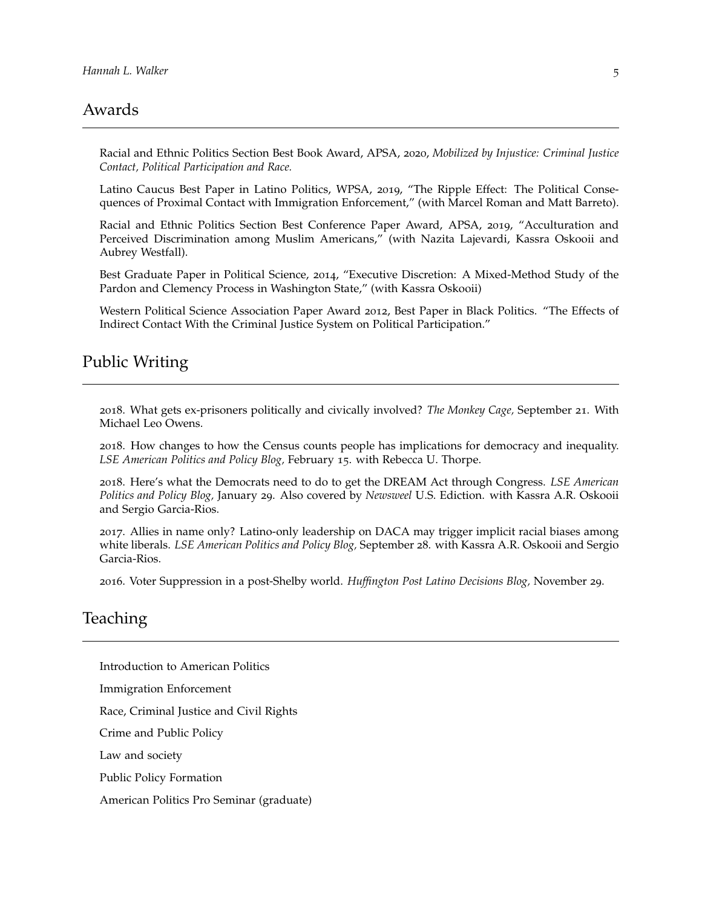## Awards

Racial and Ethnic Politics Section Best Book Award, APSA, 2020, *Mobilized by Injustice: Criminal Justice Contact, Political Participation and Race.*

Latino Caucus Best Paper in Latino Politics, WPSA, 2019, "The Ripple Effect: The Political Consequences of Proximal Contact with Immigration Enforcement," (with Marcel Roman and Matt Barreto).

Racial and Ethnic Politics Section Best Conference Paper Award, APSA, 2019, "Acculturation and Perceived Discrimination among Muslim Americans," (with Nazita Lajevardi, Kassra Oskooii and Aubrey Westfall).

Best Graduate Paper in Political Science, 2014, "Executive Discretion: A Mixed-Method Study of the Pardon and Clemency Process in Washington State," (with Kassra Oskooii)

Western Political Science Association Paper Award 2012, Best Paper in Black Politics. "The Effects of Indirect Contact With the Criminal Justice System on Political Participation."

## Public Writing

2018. What gets ex-prisoners politically and civically involved? *The Monkey Cage,* September 21. With Michael Leo Owens.

2018. How changes to how the Census counts people has implications for democracy and inequality. *LSE American Politics and Policy Blog,* February 15. with Rebecca U. Thorpe.

2018. Here's what the Democrats need to do to get the DREAM Act through Congress. *LSE American Politics and Policy Blog,* January 29. Also covered by *Newsweel* U.S. Ediction. with Kassra A.R. Oskooii and Sergio Garcia-Rios.

2017. Allies in name only? Latino-only leadership on DACA may trigger implicit racial biases among white liberals. *LSE American Politics and Policy Blog,* September 28. with Kassra A.R. Oskooii and Sergio Garcia-Rios.

2016. Voter Suppression in a post-Shelby world. *Huffington Post Latino Decisions Blog,* November 29.

## Teaching

Introduction to American Politics

Immigration Enforcement

Race, Criminal Justice and Civil Rights

Crime and Public Policy

Law and society

Public Policy Formation

American Politics Pro Seminar (graduate)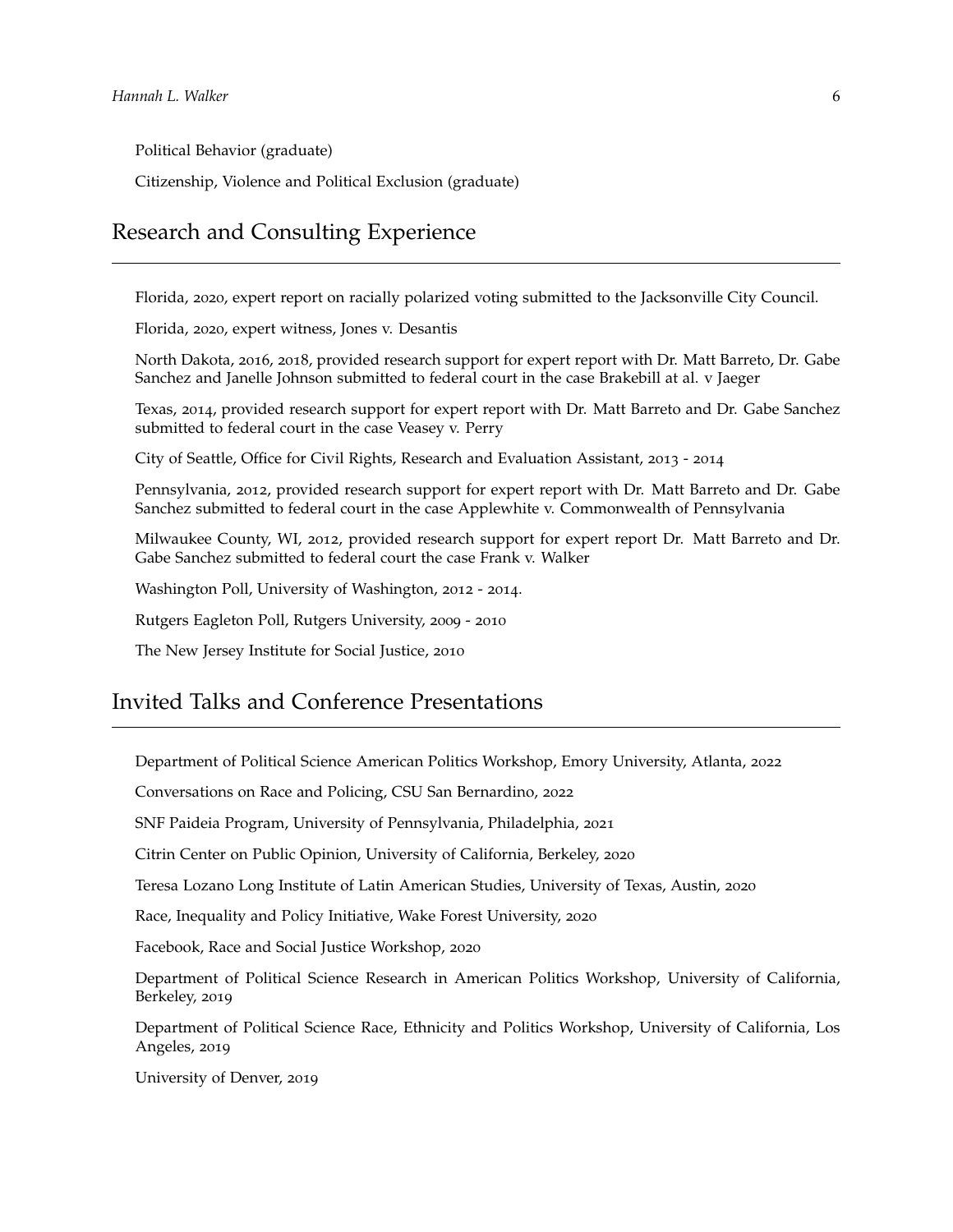Political Behavior (graduate)

Citizenship, Violence and Political Exclusion (graduate)

## Research and Consulting Experience

Florida, 2020, expert report on racially polarized voting submitted to the Jacksonville City Council.

Florida, 2020, expert witness, Jones v. Desantis

North Dakota, 2016, 2018, provided research support for expert report with Dr. Matt Barreto, Dr. Gabe Sanchez and Janelle Johnson submitted to federal court in the case Brakebill at al. v Jaeger

Texas, 2014, provided research support for expert report with Dr. Matt Barreto and Dr. Gabe Sanchez submitted to federal court in the case Veasey v. Perry

City of Seattle, Office for Civil Rights, Research and Evaluation Assistant, 2013 - 2014

Pennsylvania, 2012, provided research support for expert report with Dr. Matt Barreto and Dr. Gabe Sanchez submitted to federal court in the case Applewhite v. Commonwealth of Pennsylvania

Milwaukee County, WI, 2012, provided research support for expert report Dr. Matt Barreto and Dr. Gabe Sanchez submitted to federal court the case Frank v. Walker

Washington Poll, University of Washington, 2012 - 2014.

Rutgers Eagleton Poll, Rutgers University, 2009 - 2010

The New Jersey Institute for Social Justice, 2010

## Invited Talks and Conference Presentations

Department of Political Science American Politics Workshop, Emory University, Atlanta, 2022

Conversations on Race and Policing, CSU San Bernardino, 2022

SNF Paideia Program, University of Pennsylvania, Philadelphia, 2021

Citrin Center on Public Opinion, University of California, Berkeley, 2020

Teresa Lozano Long Institute of Latin American Studies, University of Texas, Austin, 2020

Race, Inequality and Policy Initiative, Wake Forest University, 2020

Facebook, Race and Social Justice Workshop, 2020

Department of Political Science Research in American Politics Workshop, University of California, Berkeley, 2019

Department of Political Science Race, Ethnicity and Politics Workshop, University of California, Los Angeles, 2019

University of Denver, 2019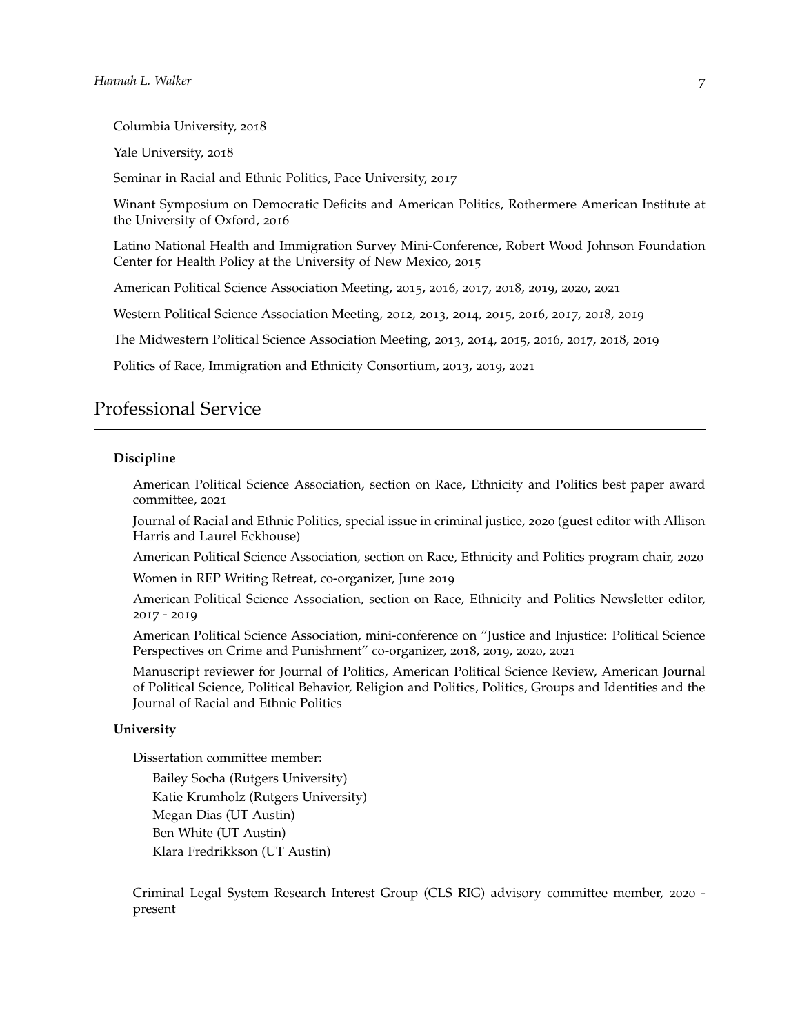Columbia University, 2018

Yale University, 2018

Seminar in Racial and Ethnic Politics, Pace University, 2017

Winant Symposium on Democratic Deficits and American Politics, Rothermere American Institute at the University of Oxford, 2016

Latino National Health and Immigration Survey Mini-Conference, Robert Wood Johnson Foundation Center for Health Policy at the University of New Mexico, 2015

American Political Science Association Meeting, 2015, 2016, 2017, 2018, 2019, 2020, 2021

Western Political Science Association Meeting, 2012, 2013, 2014, 2015, 2016, 2017, 2018, 2019

The Midwestern Political Science Association Meeting, 2013, 2014, 2015, 2016, 2017, 2018, 2019

Politics of Race, Immigration and Ethnicity Consortium, 2013, 2019, 2021

## Professional Service

**Discipline**

American Political Science Association, section on Race, Ethnicity and Politics best paper award committee, 2021

Journal of Racial and Ethnic Politics, special issue in criminal justice, 2020 (guest editor with Allison Harris and Laurel Eckhouse)

American Political Science Association, section on Race, Ethnicity and Politics program chair, 2020

Women in REP Writing Retreat, co-organizer, June 2019

American Political Science Association, section on Race, Ethnicity and Politics Newsletter editor, 2017 - 2019

American Political Science Association, mini-conference on "Justice and Injustice: Political Science Perspectives on Crime and Punishment" co-organizer, 2018, 2019, 2020, 2021

Manuscript reviewer for Journal of Politics, American Political Science Review, American Journal of Political Science, Political Behavior, Religion and Politics, Politics, Groups and Identities and the Journal of Racial and Ethnic Politics

**University**

Dissertation committee member:

Bailey Socha (Rutgers University)
Katie Krumholz (Rutgers University)
Megan Dias (UT Austin)
Ben White (UT Austin)
Klara Fredrikkson (UT Austin)

Criminal Legal System Research Interest Group (CLS RIG) advisory committee member, 2020 - present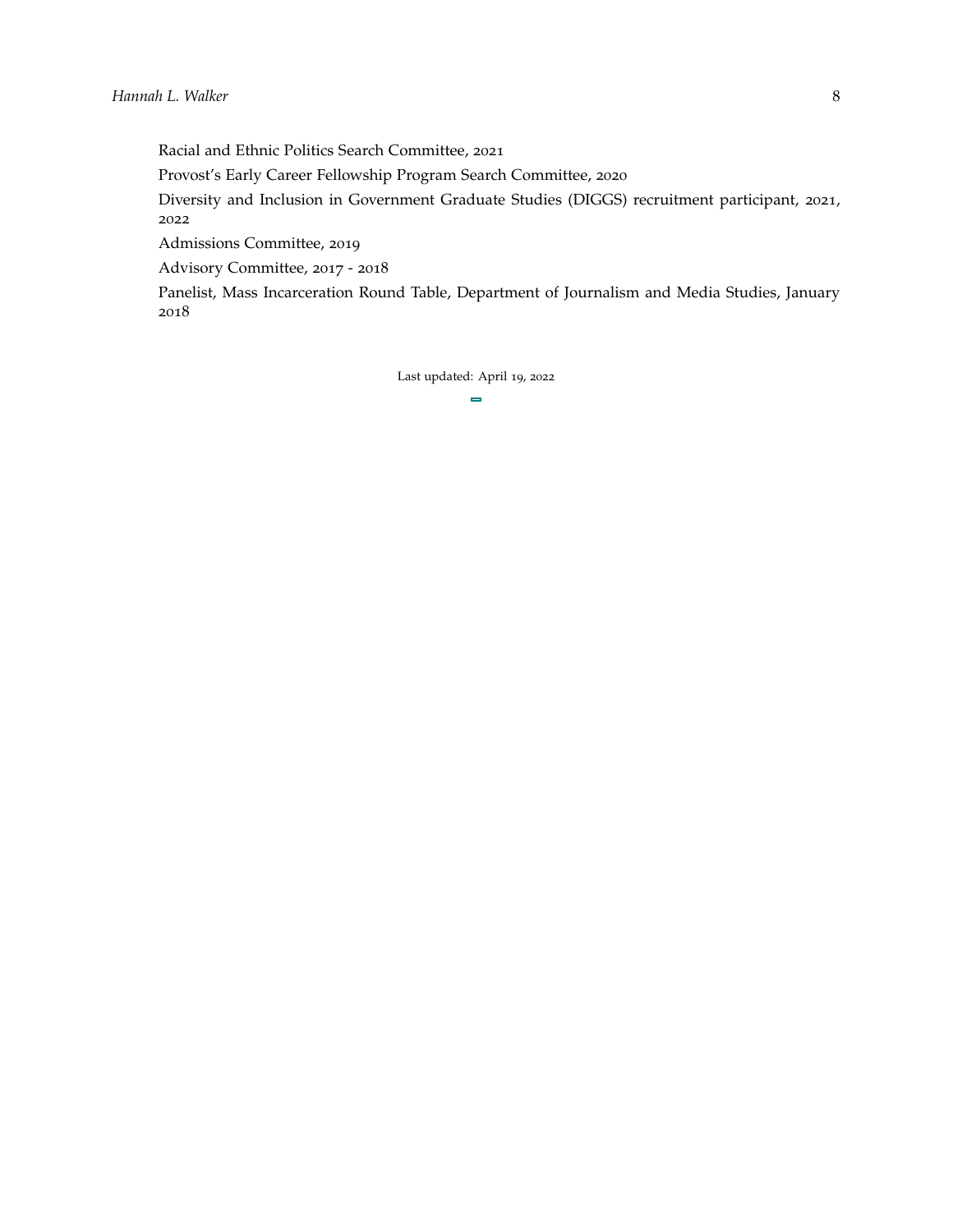Racial and Ethnic Politics Search Committee, 2021

Provost's Early Career Fellowship Program Search Committee, 2020

Diversity and Inclusion in Government Graduate Studies (DIGGS) recruitment participant, 2021, 2022

Admissions Committee, 2019

Advisory Committee, 2017 - 2018

Panelist, Mass Incarceration Round Table, Department of Journalism and Media Studies, January 2018

Last updated: April 19, 2022